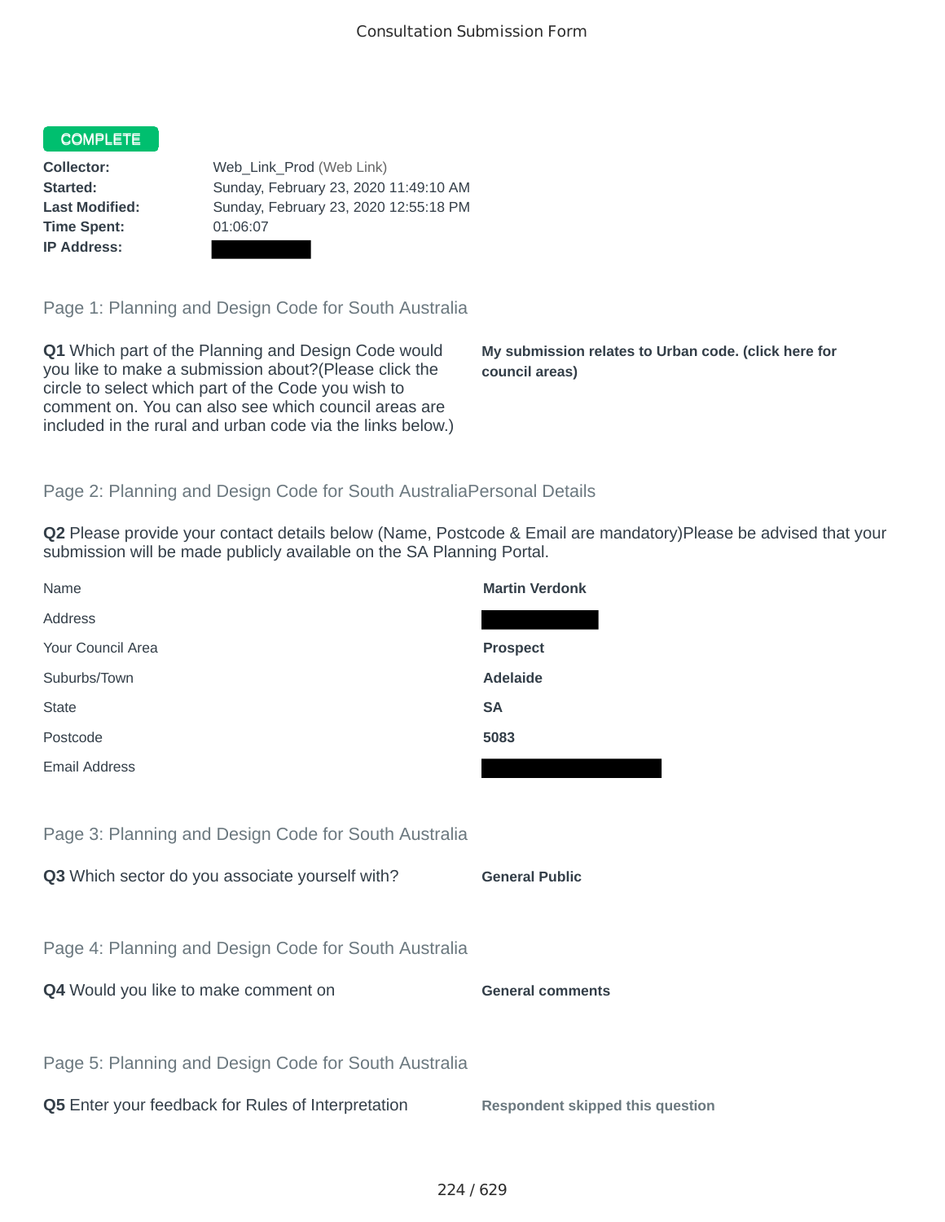Consultation Submission Form

**COMPLETE**

| | |
|---|---|
| **Collector:** | Web_Link_Prod (Web Link) |
| **Started:** | Sunday, February 23, 2020 11:49:10 AM |
| **Last Modified:** | Sunday, February 23, 2020 12:55:18 PM |
| **Time Spent:** | 01:06:07 |
| **IP Address:** | |

## Page 1: Planning and Design Code for South Australia

**Q1** Which part of the Planning and Design Code would you like to make a submission about?(Please click the circle to select which part of the Code you wish to comment on. You can also see which council areas are included in the rural and urban code via the links below.)

**My submission relates to Urban code. (click here for council areas)**

## Page 2: Planning and Design Code for South AustraliaPersonal Details

**Q2** Please provide your contact details below (Name, Postcode & Email are mandatory)Please be advised that your submission will be made publicly available on the SA Planning Portal.

| | |
|---|---|
| Name | **Martin Verdonk** |
| Address | |
| Your Council Area | **Prospect** |
| Suburbs/Town | **Adelaide** |
| State | **SA** |
| Postcode | **5083** |
| Email Address | |

## Page 3: Planning and Design Code for South Australia

**Q3** Which sector do you associate yourself with?

**General Public**

## Page 4: Planning and Design Code for South Australia

**Q4** Would you like to make comment on

**General comments**

## Page 5: Planning and Design Code for South Australia

**Q5** Enter your feedback for Rules of Interpretation

**Respondent skipped this question**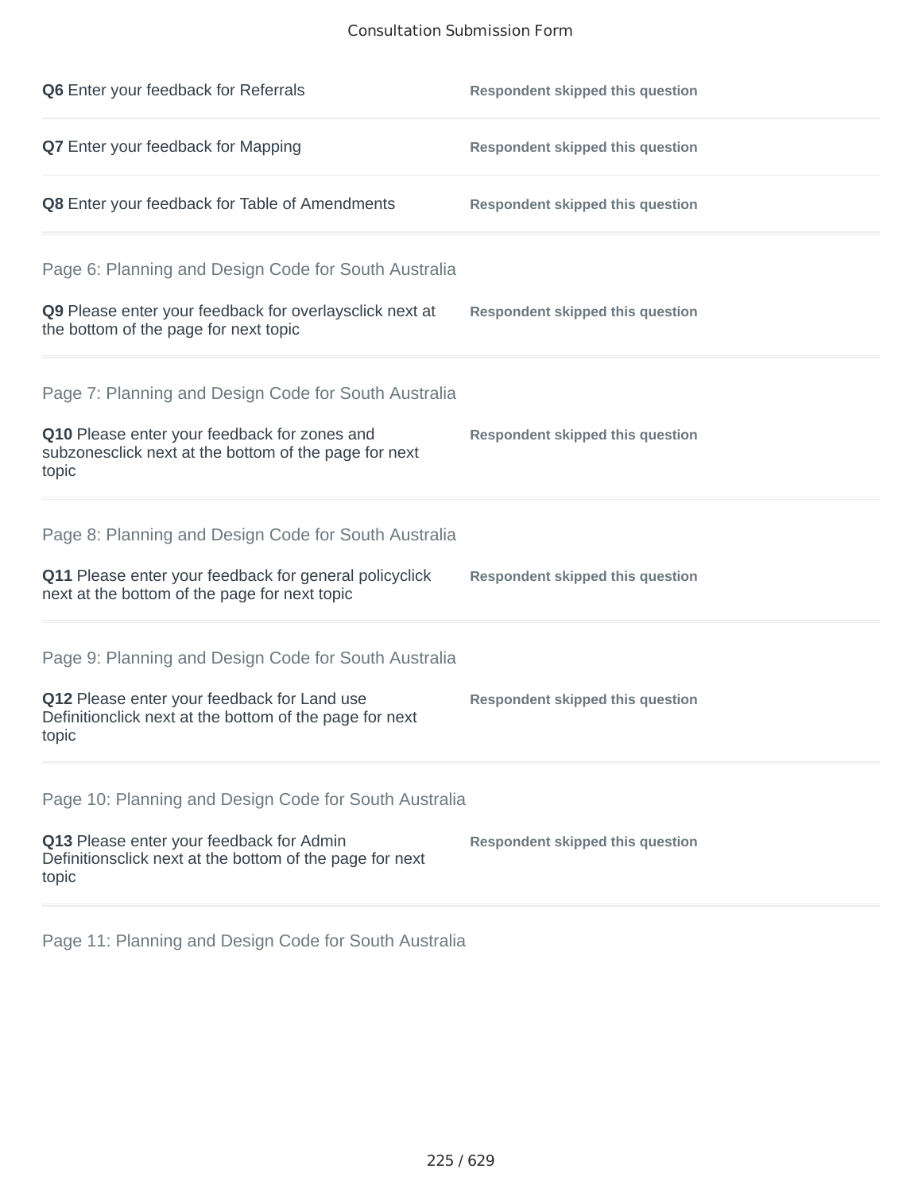**Q6** Enter your feedback for Referrals — **Respondent skipped this question**

**Q7** Enter your feedback for Mapping — **Respondent skipped this question**

**Q8** Enter your feedback for Table of Amendments — **Respondent skipped this question**

## Page 6: Planning and Design Code for South Australia

**Q9** Please enter your feedback for overlaysclick next at the bottom of the page for next topic — **Respondent skipped this question**

## Page 7: Planning and Design Code for South Australia

**Q10** Please enter your feedback for zones and subzonesclick next at the bottom of the page for next topic — **Respondent skipped this question**

## Page 8: Planning and Design Code for South Australia

**Q11** Please enter your feedback for general policyclick next at the bottom of the page for next topic — **Respondent skipped this question**

## Page 9: Planning and Design Code for South Australia

**Q12** Please enter your feedback for Land use Definitionclick next at the bottom of the page for next topic — **Respondent skipped this question**

## Page 10: Planning and Design Code for South Australia

**Q13** Please enter your feedback for Admin Definitionsclick next at the bottom of the page for next topic — **Respondent skipped this question**

## Page 11: Planning and Design Code for South Australia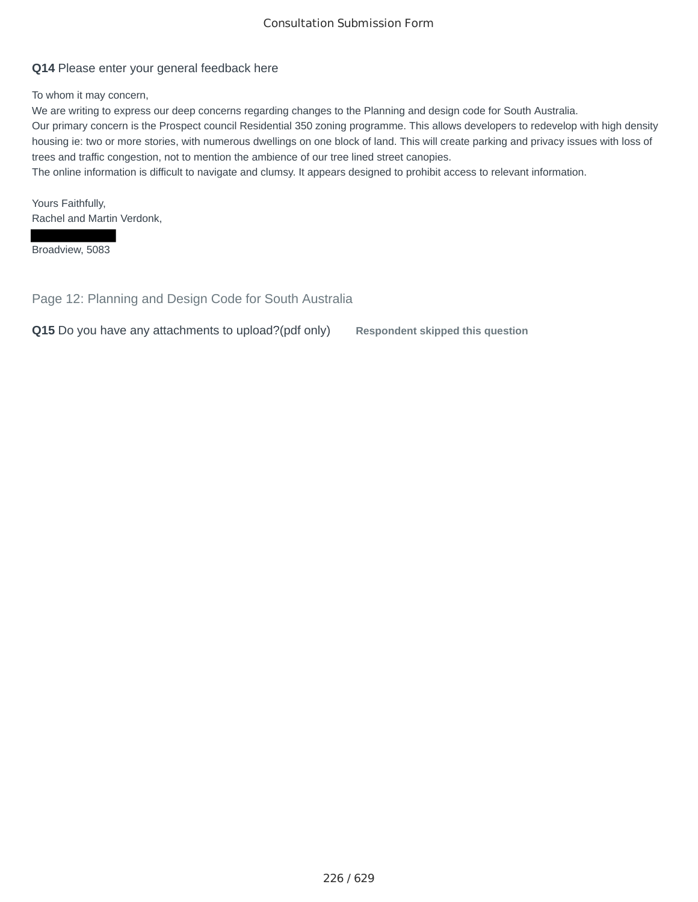**Q14** Please enter your general feedback here

To whom it may concern,
We are writing to express our deep concerns regarding changes to the Planning and design code for South Australia.
Our primary concern is the Prospect council Residential 350 zoning programme. This allows developers to redevelop with high density housing ie: two or more stories, with numerous dwellings on one block of land. This will create parking and privacy issues with loss of trees and traffic congestion, not to mention the ambience of our tree lined street canopies.
The online information is difficult to navigate and clumsy. It appears designed to prohibit access to relevant information.

Yours Faithfully,
Rachel and Martin Verdonk,

Broadview, 5083

## Page 12: Planning and Design Code for South Australia

**Q15** Do you have any attachments to upload?(pdf only) **Respondent skipped this question**